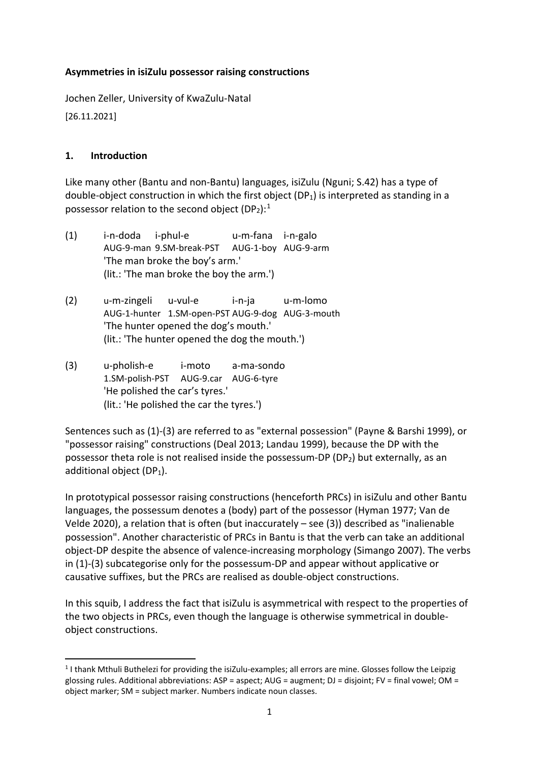**Asymmetries in isiZulu possessor raising constructions**

Jochen Zeller, University of KwaZulu-Natal

[26.11.2021]

## 1. Introduction

Like many other (Bantu and non-Bantu) languages, isiZulu (Nguni; S.42) has a type of double-object construction in which the first object ($DP_1$) is interpreted as standing in a possessor relation to the second object ($DP_2$):[1]

(1) i-n-doda i-phul-e u-m-fana i-n-galo
AUG-9-man 9.SM-break-PST AUG-1-boy AUG-9-arm
'The man broke the boy's arm.'
(lit.: 'The man broke the boy the arm.')

(2) u-m-zingeli u-vul-e i-n-ja u-m-lomo
AUG-1-hunter 1.SM-open-PST AUG-9-dog AUG-3-mouth
'The hunter opened the dog's mouth.'
(lit.: 'The hunter opened the dog the mouth.')

(3) u-pholish-e i-moto a-ma-sondo
1.SM-polish-PST AUG-9.car AUG-6-tyre
'He polished the car's tyres.'
(lit.: 'He polished the car the tyres.')

Sentences such as (1)-(3) are referred to as "external possession" (Payne & Barshi 1999), or "possessor raising" constructions (Deal 2013; Landau 1999), because the DP with the possessor theta role is not realised inside the possessum-DP ($DP_2$) but externally, as an additional object ($DP_1$).

In prototypical possessor raising constructions (henceforth PRCs) in isiZulu and other Bantu languages, the possessum denotes a (body) part of the possessor (Hyman 1977; Van de Velde 2020), a relation that is often (but inaccurately – see (3)) described as "inalienable possession". Another characteristic of PRCs in Bantu is that the verb can take an additional object-DP despite the absence of valence-increasing morphology (Simango 2007). The verbs in (1)-(3) subcategorise only for the possessum-DP and appear without applicative or causative suffixes, but the PRCs are realised as double-object constructions.

In this squib, I address the fact that isiZulu is asymmetrical with respect to the properties of the two objects in PRCs, even though the language is otherwise symmetrical in double-object constructions.

[1] I thank Mthuli Buthelezi for providing the isiZulu-examples; all errors are mine. Glosses follow the Leipzig glossing rules. Additional abbreviations: ASP = aspect; AUG = augment; DJ = disjoint; FV = final vowel; OM = object marker; SM = subject marker. Numbers indicate noun classes.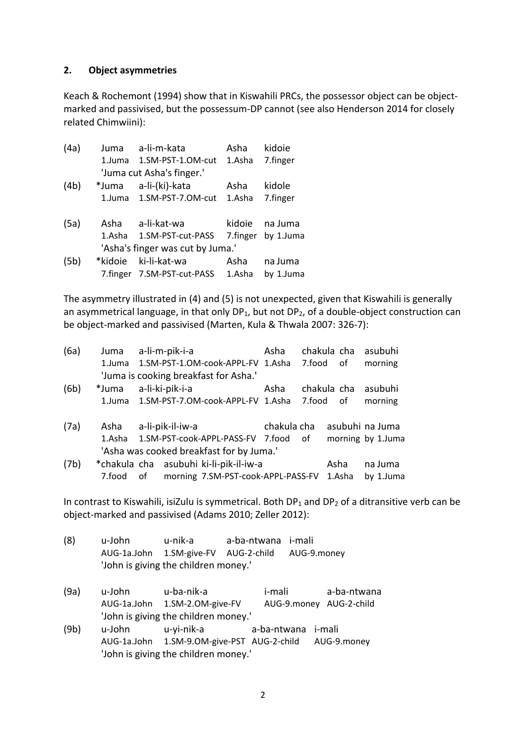## 2. Object asymmetries

Keach & Rochemont (1994) show that in Kiswahili PRCs, the possessor object can be object-marked and passivised, but the possessum-DP cannot (see also Henderson 2014 for closely related Chimwiini):

(4a) Juma a-li-m-kata Asha kidoie
 1.Juma 1.SM-PST-1.OM-cut 1.Asha 7.finger
 'Juma cut Asha's finger.'

(4b) *Juma a-li-(ki)-kata Asha kidole
 1.Juma 1.SM-PST-7.OM-cut 1.Asha 7.finger

(5a) Asha a-li-kat-wa kidoie na Juma
 1.Asha 1.SM-PST-cut-PASS 7.finger by 1.Juma
 'Asha's finger was cut by Juma.'

(5b) *kidoie ki-li-kat-wa Asha na Juma
 7.finger 7.SM-PST-cut-PASS 1.Asha by 1.Juma

The asymmetry illustrated in (4) and (5) is not unexpected, given that Kiswahili is generally an asymmetrical language, in that only $DP_1$, but not $DP_2$, of a double-object construction can be object-marked and passivised (Marten, Kula & Thwala 2007: 326-7):

(6a) Juma a-li-m-pik-i-a Asha chakula cha asubuhi
 1.Juma 1.SM-PST-1.OM-cook-APPL-FV 1.Asha 7.food of morning
 'Juma is cooking breakfast for Asha.'

(6b) *Juma a-li-ki-pik-i-a Asha chakula cha asubuhi
 1.Juma 1.SM-PST-7.OM-cook-APPL-FV 1.Asha 7.food of morning

(7a) Asha a-li-pik-il-iw-a chakula cha asubuhi na Juma
 1.Asha 1.SM-PST-cook-APPL-PASS-FV 7.food of morning by 1.Juma
 'Asha was cooked breakfast for by Juma.'

(7b) *chakula cha asubuhi ki-li-pik-il-iw-a Asha na Juma
 7.food of morning 7.SM-PST-cook-APPL-PASS-FV 1.Asha by 1.Juma

In contrast to Kiswahili, isiZulu is symmetrical. Both $DP_1$ and $DP_2$ of a ditransitive verb can be object-marked and passivised (Adams 2010; Zeller 2012):

(8) u-John u-nik-a a-ba-ntwana i-mali
 AUG-1a.John 1.SM-give-FV AUG-2-child AUG-9.money
 'John is giving the children money.'

(9a) u-John u-ba-nik-a i-mali a-ba-ntwana
 AUG-1a.John 1.SM-2.OM-give-FV AUG-9.money AUG-2-child
 'John is giving the children money.'

(9b) u-John u-yi-nik-a a-ba-ntwana i-mali
 AUG-1a.John 1.SM-9.OM-give-PST AUG-2-child AUG-9.money
 'John is giving the children money.'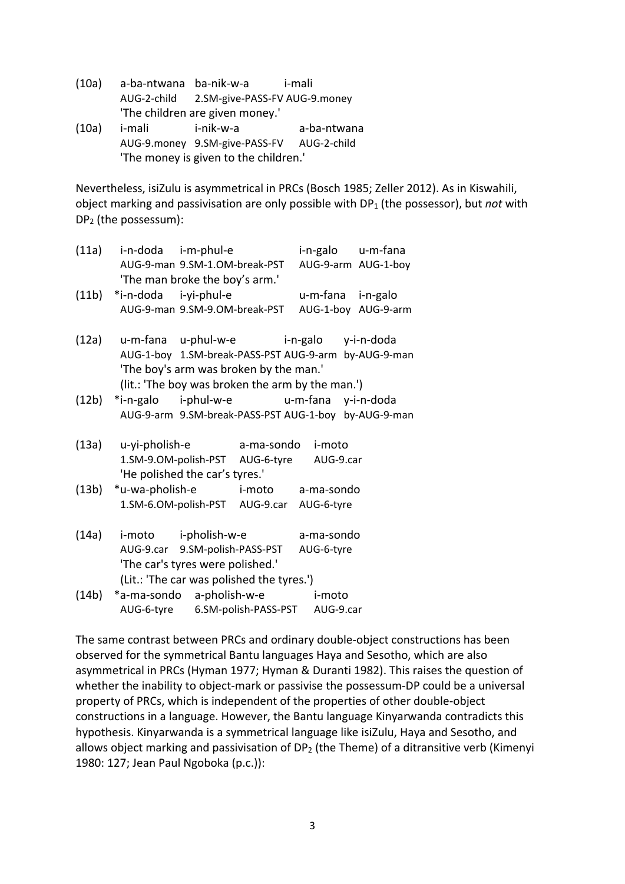(10a) a-ba-ntwana ba-nik-w-a i-mali
AUG-2-child 2.SM-give-PASS-FV AUG-9.money
'The children are given money.'

(10a) i-mali i-nik-w-a a-ba-ntwana
AUG-9.money 9.SM-give-PASS-FV AUG-2-child
'The money is given to the children.'

Nevertheless, isiZulu is asymmetrical in PRCs (Bosch 1985; Zeller 2012). As in Kiswahili, object marking and passivisation are only possible with $DP_1$ (the possessor), but *not* with $DP_2$ (the possessum):

(11a) i-n-doda i-m-phul-e i-n-galo u-m-fana
AUG-9-man 9.SM-1.OM-break-PST AUG-9-arm AUG-1-boy
'The man broke the boy's arm.'

(11b) *i-n-doda i-yi-phul-e u-m-fana i-n-galo
AUG-9-man 9.SM-9.OM-break-PST AUG-1-boy AUG-9-arm

(12a) u-m-fana u-phul-w-e i-n-galo y-i-n-doda
AUG-1-boy 1.SM-break-PASS-PST AUG-9-arm by-AUG-9-man
'The boy's arm was broken by the man.'
(lit.: 'The boy was broken the arm by the man.')

(12b) *i-n-galo i-phul-w-e u-m-fana y-i-n-doda
AUG-9-arm 9.SM-break-PASS-PST AUG-1-boy by-AUG-9-man

(13a) u-yi-pholish-e a-ma-sondo i-moto
1.SM-9.OM-polish-PST AUG-6-tyre AUG-9.car
'He polished the car's tyres.'

(13b) *u-wa-pholish-e i-moto a-ma-sondo
1.SM-6.OM-polish-PST AUG-9.car AUG-6-tyre

(14a) i-moto i-pholish-w-e a-ma-sondo
AUG-9.car 9.SM-polish-PASS-PST AUG-6-tyre
'The car's tyres were polished.'
(Lit.: 'The car was polished the tyres.')

(14b) *a-ma-sondo a-pholish-w-e i-moto
AUG-6-tyre 6.SM-polish-PASS-PST AUG-9.car

The same contrast between PRCs and ordinary double-object constructions has been observed for the symmetrical Bantu languages Haya and Sesotho, which are also asymmetrical in PRCs (Hyman 1977; Hyman & Duranti 1982). This raises the question of whether the inability to object-mark or passivise the possessum-DP could be a universal property of PRCs, which is independent of the properties of other double-object constructions in a language. However, the Bantu language Kinyarwanda contradicts this hypothesis. Kinyarwanda is a symmetrical language like isiZulu, Haya and Sesotho, and allows object marking and passivisation of $DP_2$ (the Theme) of a ditransitive verb (Kimenyi 1980: 127; Jean Paul Ngoboka (p.c.)):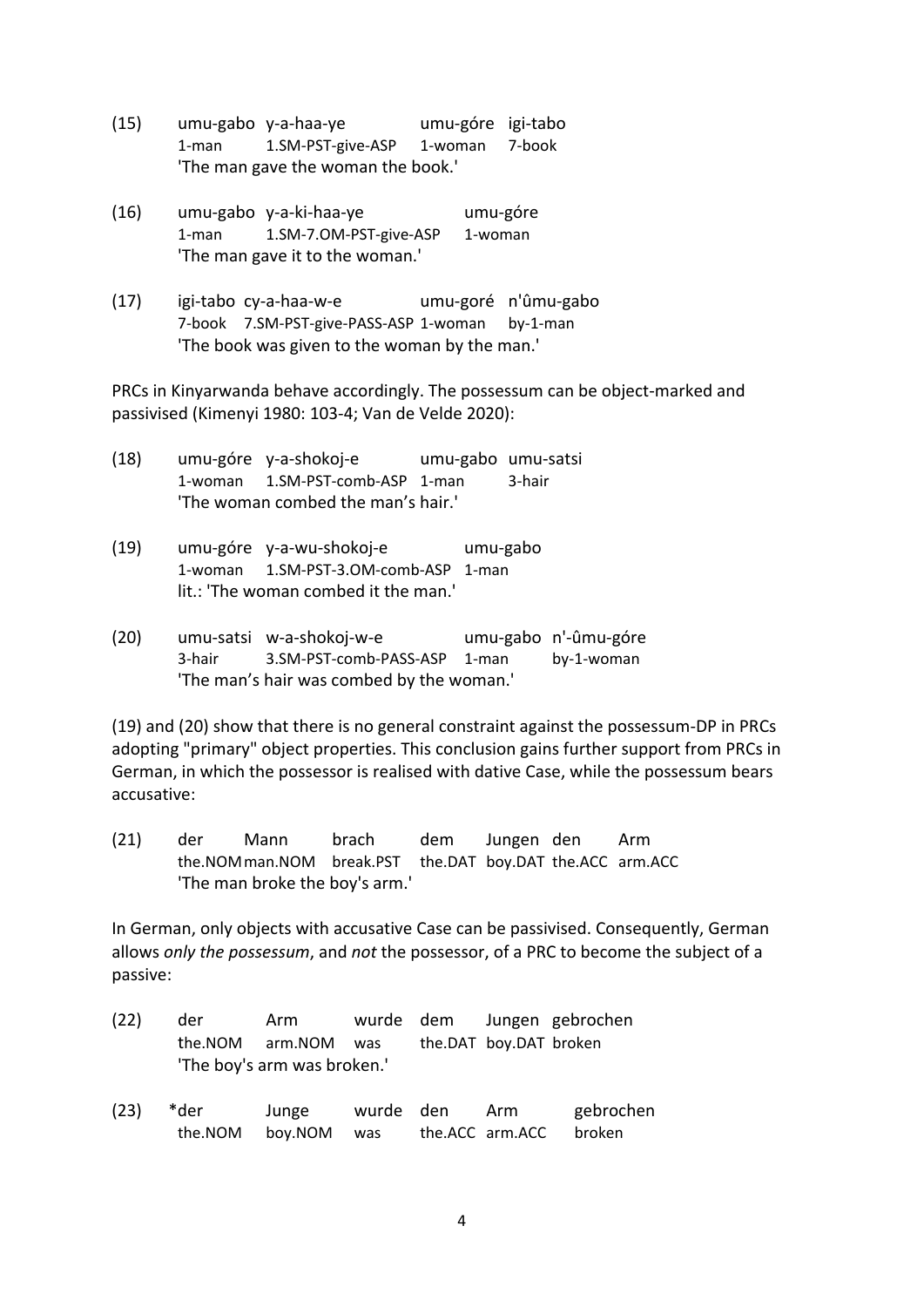(15) umu-gabo y-a-haa-ye umu-góre igi-tabo
1-man 1.SM-PST-give-ASP 1-woman 7-book
'The man gave the woman the book.'

(16) umu-gabo y-a-ki-haa-ye umu-góre
1-man 1.SM-7.OM-PST-give-ASP 1-woman
'The man gave it to the woman.'

(17) igi-tabo cy-a-haa-w-e umu-goré n'ûmu-gabo
7-book 7.SM-PST-give-PASS-ASP 1-woman by-1-man
'The book was given to the woman by the man.'

PRCs in Kinyarwanda behave accordingly. The possessum can be object-marked and passivised (Kimenyi 1980: 103-4; Van de Velde 2020):

(18) umu-góre y-a-shokoj-e umu-gabo umu-satsi
1-woman 1.SM-PST-comb-ASP 1-man 3-hair
'The woman combed the man's hair.'

(19) umu-góre y-a-wu-shokoj-e umu-gabo
1-woman 1.SM-PST-3.OM-comb-ASP 1-man
lit.: 'The woman combed it the man.'

(20) umu-satsi w-a-shokoj-w-e umu-gabo n'-ûmu-góre
3-hair 3.SM-PST-comb-PASS-ASP 1-man by-1-woman
'The man's hair was combed by the woman.'

(19) and (20) show that there is no general constraint against the possessum-DP in PRCs adopting "primary" object properties. This conclusion gains further support from PRCs in German, in which the possessor is realised with dative Case, while the possessum bears accusative:

(21) der Mann brach dem Jungen den Arm
the.NOM man.NOM break.PST the.DAT boy.DAT the.ACC arm.ACC
'The man broke the boy's arm.'

In German, only objects with accusative Case can be passivised. Consequently, German allows *only the possessum*, and *not* the possessor, of a PRC to become the subject of a passive:

(22) der Arm wurde dem Jungen gebrochen
the.NOM arm.NOM was the.DAT boy.DAT broken
'The boy's arm was broken.'

(23) *der Junge wurde den Arm gebrochen
the.NOM boy.NOM was the.ACC arm.ACC broken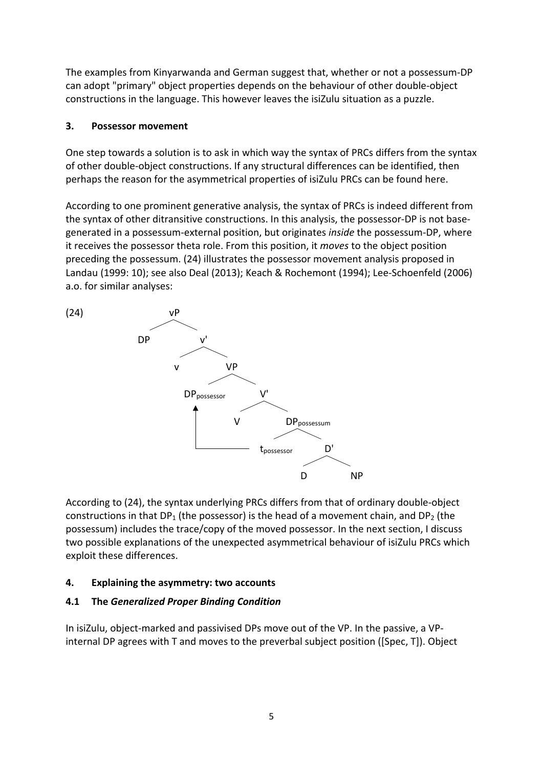The examples from Kinyarwanda and German suggest that, whether or not a possessum-DP can adopt "primary" object properties depends on the behaviour of other double-object constructions in the language. This however leaves the isiZulu situation as a puzzle.

## 3. Possessor movement

One step towards a solution is to ask in which way the syntax of PRCs differs from the syntax of other double-object constructions. If any structural differences can be identified, then perhaps the reason for the asymmetrical properties of isiZulu PRCs can be found here.

According to one prominent generative analysis, the syntax of PRCs is indeed different from the syntax of other ditransitive constructions. In this analysis, the possessor-DP is not base-generated in a possessum-external position, but originates *inside* the possessum-DP, where it receives the possessor theta role. From this position, it *moves* to the object position preceding the possessum. (24) illustrates the possessor movement analysis proposed in Landau (1999: 10); see also Deal (2013); Keach & Rochemont (1994); Lee-Schoenfeld (2006) a.o. for similar analyses:

(24)

```
        vP
       /  \
     DP    v'
          /  \
         v    VP
             /  \
   DP_possessor   V'
        ^        /  \
        |       V    DP_possessum
        |             /      \
        +------ t_possessor    D'
                              /  \
                             D    NP
```

According to (24), the syntax underlying PRCs differs from that of ordinary double-object constructions in that $DP_1$ (the possessor) is the head of a movement chain, and $DP_2$ (the possessum) includes the trace/copy of the moved possessor. In the next section, I discuss two possible explanations of the unexpected asymmetrical behaviour of isiZulu PRCs which exploit these differences.

## 4. Explaining the asymmetry: two accounts

### 4.1 The *Generalized Proper Binding Condition*

In isiZulu, object-marked and passivised DPs move out of the VP. In the passive, a VP-internal DP agrees with T and moves to the preverbal subject position ([Spec, T]). Object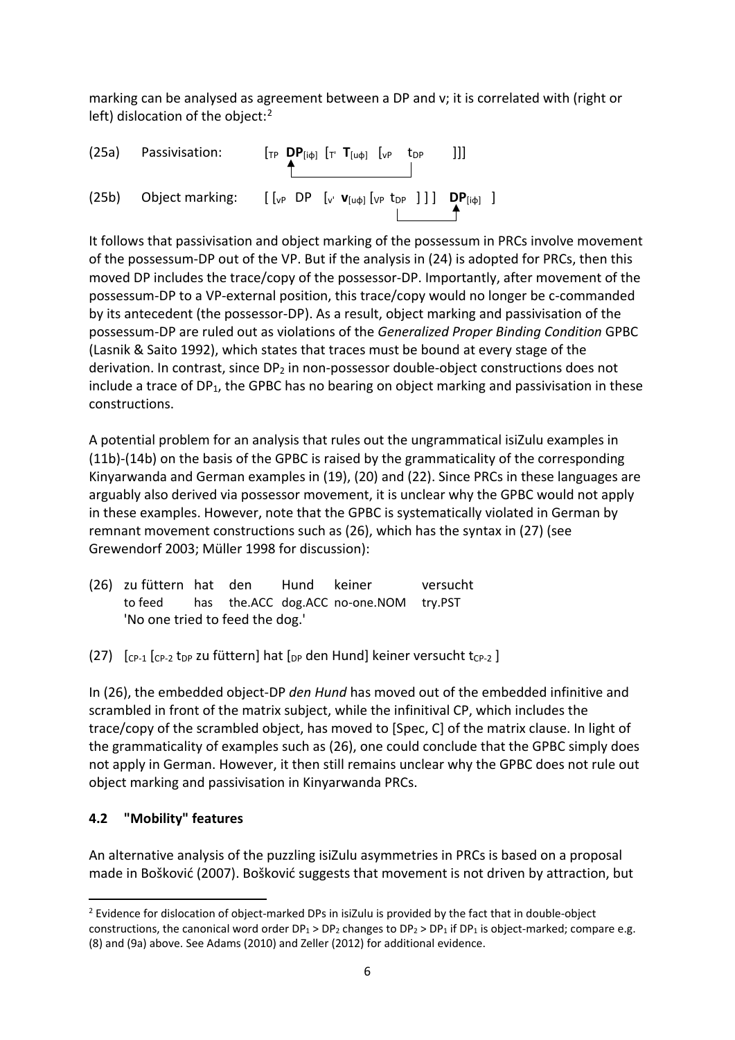marking can be analysed as agreement between a DP and v; it is correlated with (right or left) dislocation of the object:[2]

(25a) Passivisation: $[_{TP}$ $\mathbf{DP}_{[i\phi]}$ $[_{T'}$ $\mathbf{T}_{[u\phi]}$ $[_{vP}$ $t_{DP}$ $]]]$

(25b) Object marking: $[\,[_{vP}$ DP $[_{v'}$ $\mathbf{v}_{[u\phi]}$ $[_{VP}$ $t_{DP}$ $]\,]\,]$ $\mathbf{DP}_{[i\phi]}$ $]$

It follows that passivisation and object marking of the possessum in PRCs involve movement of the possessum-DP out of the VP. But if the analysis in (24) is adopted for PRCs, then this moved DP includes the trace/copy of the possessor-DP. Importantly, after movement of the possessum-DP to a VP-external position, this trace/copy would no longer be c-commanded by its antecedent (the possessor-DP). As a result, object marking and passivisation of the possessum-DP are ruled out as violations of the *Generalized Proper Binding Condition* GPBC (Lasnik & Saito 1992), which states that traces must be bound at every stage of the derivation. In contrast, since $DP_2$ in non-possessor double-object constructions does not include a trace of $DP_1$, the GPBC has no bearing on object marking and passivisation in these constructions.

A potential problem for an analysis that rules out the ungrammatical isiZulu examples in (11b)-(14b) on the basis of the GPBC is raised by the grammaticality of the corresponding Kinyarwanda and German examples in (19), (20) and (22). Since PRCs in these languages are arguably also derived via possessor movement, it is unclear why the GPBC would not apply in these examples. However, note that the GPBC is systematically violated in German by remnant movement constructions such as (26), which has the syntax in (27) (see Grewendorf 2003; Müller 1998 for discussion):

(26) zu füttern hat den Hund keiner versucht
 to feed has the.ACC dog.ACC no-one.NOM try.PST
 'No one tried to feed the dog.'

(27) $[_{CP\text{-}1}$ $[_{CP\text{-}2}$ $t_{DP}$ zu füttern$]$ hat $[_{DP}$ den Hund$]$ keiner versucht $t_{CP\text{-}2}$ $]$

In (26), the embedded object-DP *den Hund* has moved out of the embedded infinitive and scrambled in front of the matrix subject, while the infinitival CP, which includes the trace/copy of the scrambled object, has moved to [Spec, C] of the matrix clause. In light of the grammaticality of examples such as (26), one could conclude that the GPBC simply does not apply in German. However, it then still remains unclear why the GPBC does not rule out object marking and passivisation in Kinyarwanda PRCs.

### 4.2 "Mobility" features

An alternative analysis of the puzzling isiZulu asymmetries in PRCs is based on a proposal made in Bošković (2007). Bošković suggests that movement is not driven by attraction, but

[2] Evidence for dislocation of object-marked DPs in isiZulu is provided by the fact that in double-object constructions, the canonical word order $DP_1 > DP_2$ changes to $DP_2 > DP_1$ if $DP_1$ is object-marked; compare e.g. (8) and (9a) above. See Adams (2010) and Zeller (2012) for additional evidence.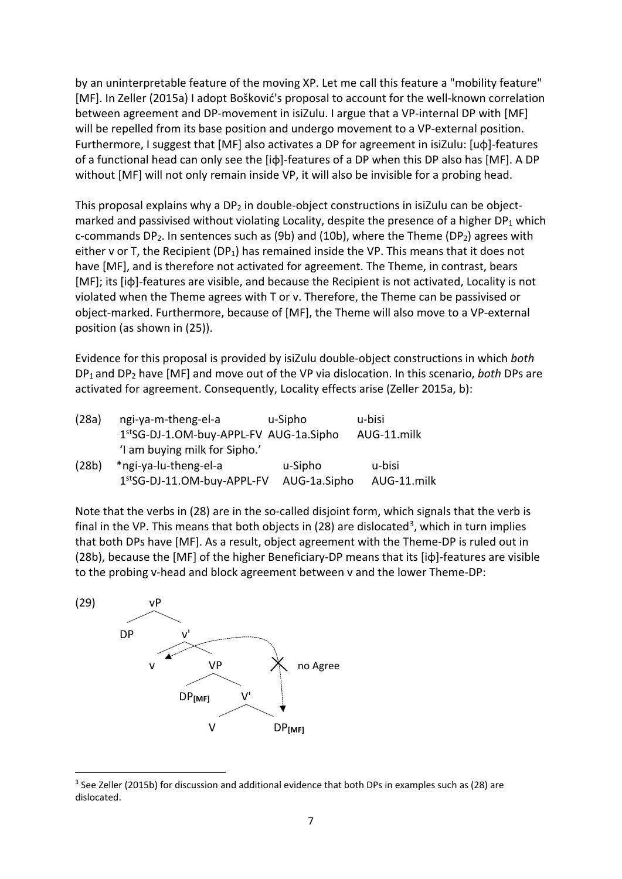by an uninterpretable feature of the moving XP. Let me call this feature a "mobility feature" [MF]. In Zeller (2015a) I adopt Bošković's proposal to account for the well-known correlation between agreement and DP-movement in isiZulu. I argue that a VP-internal DP with [MF] will be repelled from its base position and undergo movement to a VP-external position. Furthermore, I suggest that [MF] also activates a DP for agreement in isiZulu: [uφ]-features of a functional head can only see the [iφ]-features of a DP when this DP also has [MF]. A DP without [MF] will not only remain inside VP, it will also be invisible for a probing head.

This proposal explains why a $DP_2$ in double-object constructions in isiZulu can be object-marked and passivised without violating Locality, despite the presence of a higher $DP_1$ which c-commands $DP_2$. In sentences such as (9b) and (10b), where the Theme ($DP_2$) agrees with either v or T, the Recipient ($DP_1$) has remained inside the VP. This means that it does not have [MF], and is therefore not activated for agreement. The Theme, in contrast, bears [MF]; its [iφ]-features are visible, and because the Recipient is not activated, Locality is not violated when the Theme agrees with T or v. Therefore, the Theme can be passivised or object-marked. Furthermore, because of [MF], the Theme will also move to a VP-external position (as shown in (25)).

Evidence for this proposal is provided by isiZulu double-object constructions in which *both* $DP_1$ and $DP_2$ have [MF] and move out of the VP via dislocation. In this scenario, *both* DPs are activated for agreement. Consequently, Locality effects arise (Zeller 2015a, b):

(28a) ngi-ya-m-theng-el-a u-Sipho u-bisi
1stSG-DJ-1.OM-buy-APPL-FV AUG-1a.Sipho AUG-11.milk
'I am buying milk for Sipho.'

(28b) *ngi-ya-lu-theng-el-a u-Sipho u-bisi
1stSG-DJ-11.OM-buy-APPL-FV AUG-1a.Sipho AUG-11.milk

Note that the verbs in (28) are in the so-called disjoint form, which signals that the verb is final in the VP. This means that both objects in (28) are dislocated[3], which in turn implies that both DPs have [MF]. As a result, object agreement with the Theme-DP is ruled out in (28b), because the [MF] of the higher Beneficiary-DP means that its [iφ]-features are visible to the probing v-head and block agreement between v and the lower Theme-DP:

(29)
```
        vP
       /  \
     DP    v'
          /  \
         v    VP          X  no Agree
             /  \
        DP[MF]   V'
                /  \
               V    DP[MF]
```

[3] See Zeller (2015b) for discussion and additional evidence that both DPs in examples such as (28) are dislocated.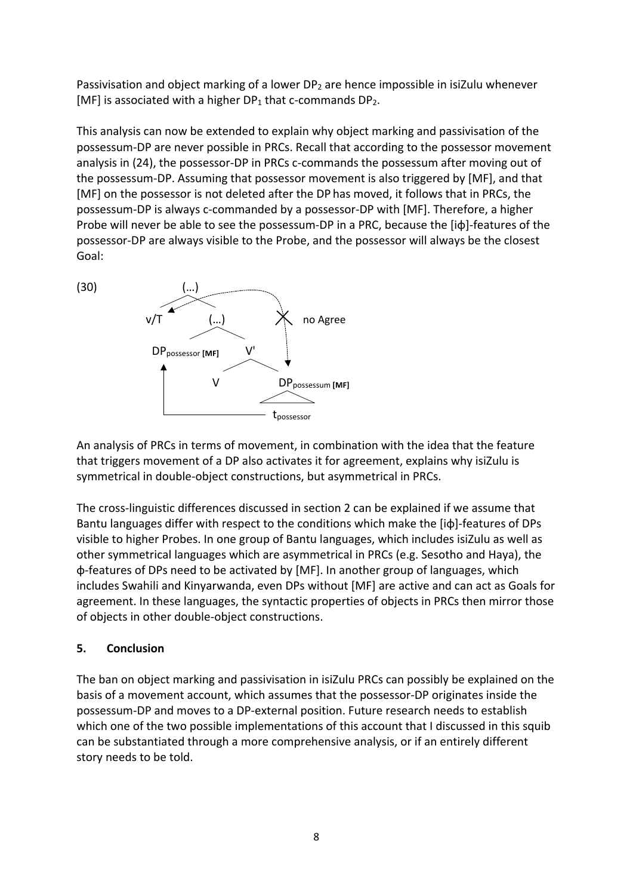Passivisation and object marking of a lower $DP_2$ are hence impossible in isiZulu whenever [MF] is associated with a higher $DP_1$ that c-commands $DP_2$.

This analysis can now be extended to explain why object marking and passivisation of the possessum-DP are never possible in PRCs. Recall that according to the possessor movement analysis in (24), the possessor-DP in PRCs c-commands the possessum after moving out of the possessum-DP. Assuming that possessor movement is also triggered by [MF], and that [MF] on the possessor is not deleted after the DP has moved, it follows that in PRCs, the possessum-DP is always c-commanded by a possessor-DP with [MF]. Therefore, a higher Probe will never be able to see the possessum-DP in a PRC, because the [iϕ]-features of the possessor-DP are always visible to the Probe, and the possessor will always be the closest Goal:

(30)

```
            (…)
           /   \
        v/T    (…)                 X  no Agree
              /    \
 DP_possessor [MF]   V'
        ^          /    \
        |         V    DP_possessum [MF]
        |                  /\
        |______________ t_possessor
```

An analysis of PRCs in terms of movement, in combination with the idea that the feature that triggers movement of a DP also activates it for agreement, explains why isiZulu is symmetrical in double-object constructions, but asymmetrical in PRCs.

The cross-linguistic differences discussed in section 2 can be explained if we assume that Bantu languages differ with respect to the conditions which make the [iϕ]-features of DPs visible to higher Probes. In one group of Bantu languages, which includes isiZulu as well as other symmetrical languages which are asymmetrical in PRCs (e.g. Sesotho and Haya), the ϕ-features of DPs need to be activated by [MF]. In another group of languages, which includes Swahili and Kinyarwanda, even DPs without [MF] are active and can act as Goals for agreement. In these languages, the syntactic properties of objects in PRCs then mirror those of objects in other double-object constructions.

## 5. Conclusion

The ban on object marking and passivisation in isiZulu PRCs can possibly be explained on the basis of a movement account, which assumes that the possessor-DP originates inside the possessum-DP and moves to a DP-external position. Future research needs to establish which one of the two possible implementations of this account that I discussed in this squib can be substantiated through a more comprehensive analysis, or if an entirely different story needs to be told.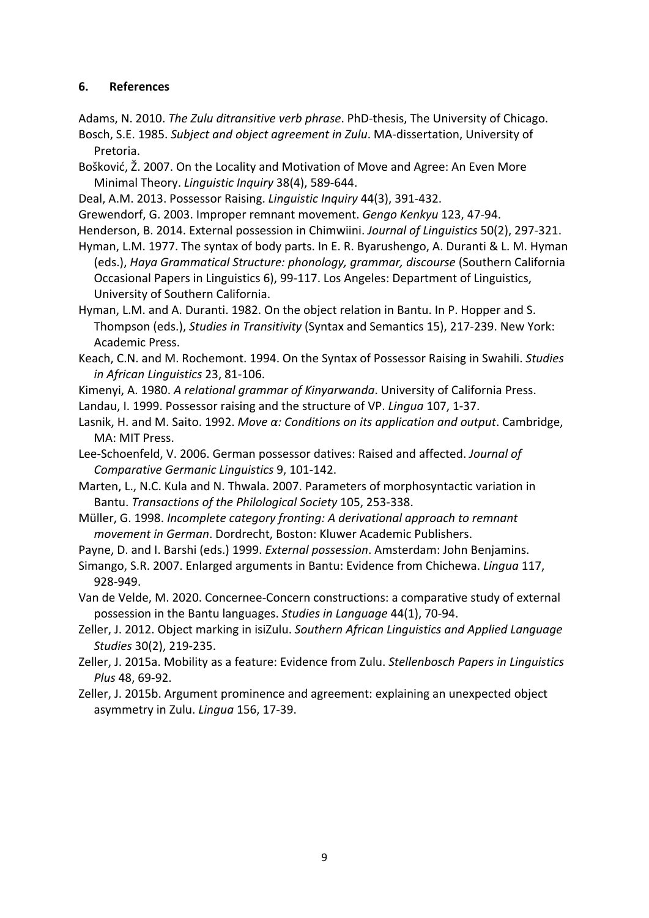## 6. References

Adams, N. 2010. *The Zulu ditransitive verb phrase*. PhD-thesis, The University of Chicago.

Bosch, S.E. 1985. *Subject and object agreement in Zulu*. MA-dissertation, University of Pretoria.

Bošković, Ž. 2007. On the Locality and Motivation of Move and Agree: An Even More Minimal Theory. *Linguistic Inquiry* 38(4), 589-644.

Deal, A.M. 2013. Possessor Raising. *Linguistic Inquiry* 44(3), 391-432.

Grewendorf, G. 2003. Improper remnant movement. *Gengo Kenkyu* 123, 47-94.

Henderson, B. 2014. External possession in Chimwiini. *Journal of Linguistics* 50(2), 297-321.

Hyman, L.M. 1977. The syntax of body parts. In E. R. Byarushengo, A. Duranti & L. M. Hyman (eds.), *Haya Grammatical Structure: phonology, grammar, discourse* (Southern California Occasional Papers in Linguistics 6), 99-117. Los Angeles: Department of Linguistics, University of Southern California.

Hyman, L.M. and A. Duranti. 1982. On the object relation in Bantu. In P. Hopper and S. Thompson (eds.), *Studies in Transitivity* (Syntax and Semantics 15), 217-239. New York: Academic Press.

Keach, C.N. and M. Rochemont. 1994. On the Syntax of Possessor Raising in Swahili. *Studies in African Linguistics* 23, 81-106.

Kimenyi, A. 1980. *A relational grammar of Kinyarwanda*. University of California Press.

Landau, I. 1999. Possessor raising and the structure of VP. *Lingua* 107, 1-37.

Lasnik, H. and M. Saito. 1992. *Move α: Conditions on its application and output*. Cambridge, MA: MIT Press.

Lee-Schoenfeld, V. 2006. German possessor datives: Raised and affected. *Journal of Comparative Germanic Linguistics* 9, 101-142.

Marten, L., N.C. Kula and N. Thwala. 2007. Parameters of morphosyntactic variation in Bantu. *Transactions of the Philological Society* 105, 253-338.

Müller, G. 1998. *Incomplete category fronting: A derivational approach to remnant movement in German*. Dordrecht, Boston: Kluwer Academic Publishers.

Payne, D. and I. Barshi (eds.) 1999. *External possession*. Amsterdam: John Benjamins.

Simango, S.R. 2007. Enlarged arguments in Bantu: Evidence from Chichewa. *Lingua* 117, 928-949.

Van de Velde, M. 2020. Concernee-Concern constructions: a comparative study of external possession in the Bantu languages. *Studies in Language* 44(1), 70-94.

Zeller, J. 2012. Object marking in isiZulu. *Southern African Linguistics and Applied Language Studies* 30(2), 219-235.

Zeller, J. 2015a. Mobility as a feature: Evidence from Zulu. *Stellenbosch Papers in Linguistics Plus* 48, 69-92.

Zeller, J. 2015b. Argument prominence and agreement: explaining an unexpected object asymmetry in Zulu. *Lingua* 156, 17-39.